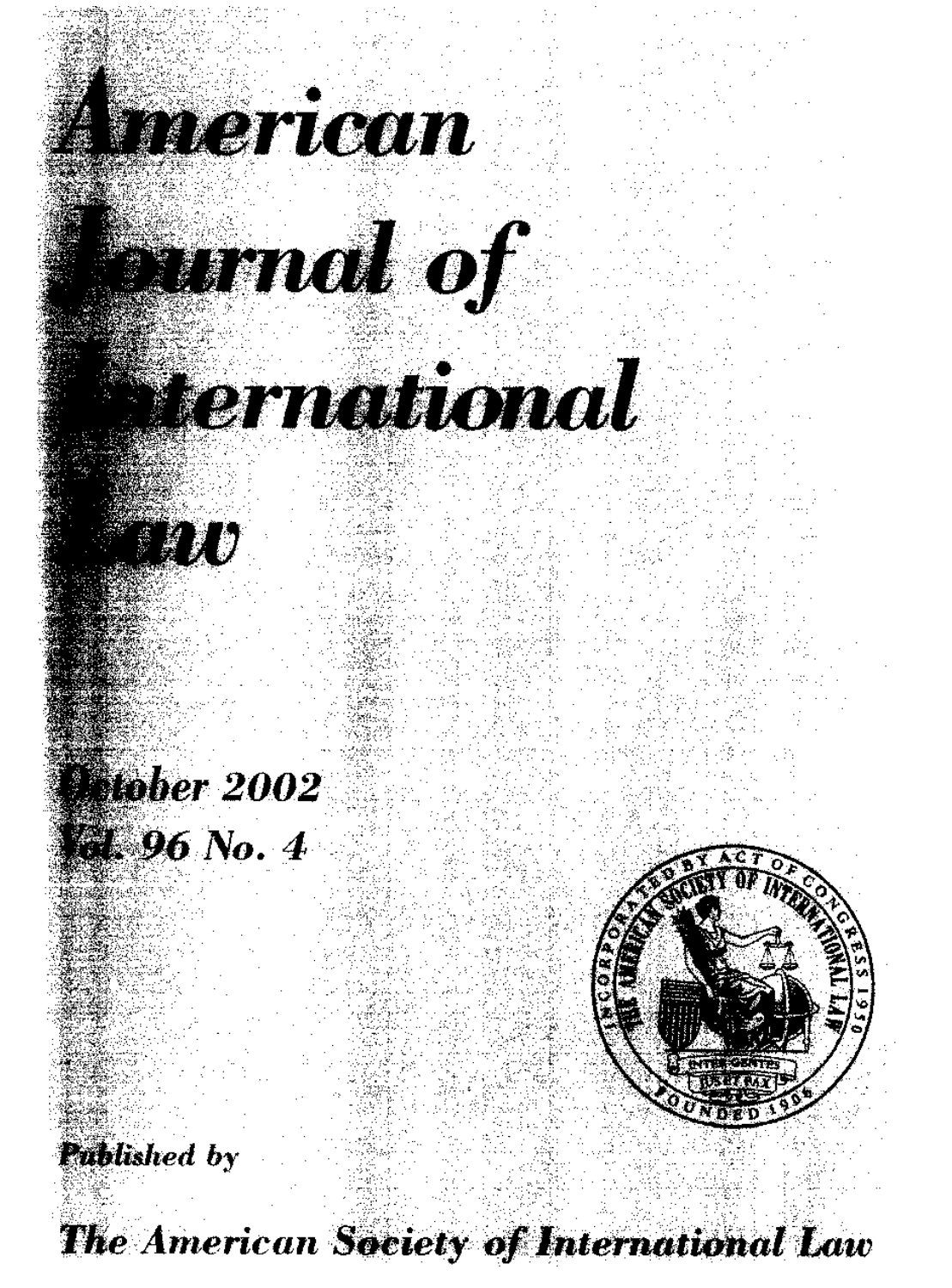# American Journal of International Law

*October 2002*
*Vol. 96 No. 4*

*Published by*

***The American Society of International Law***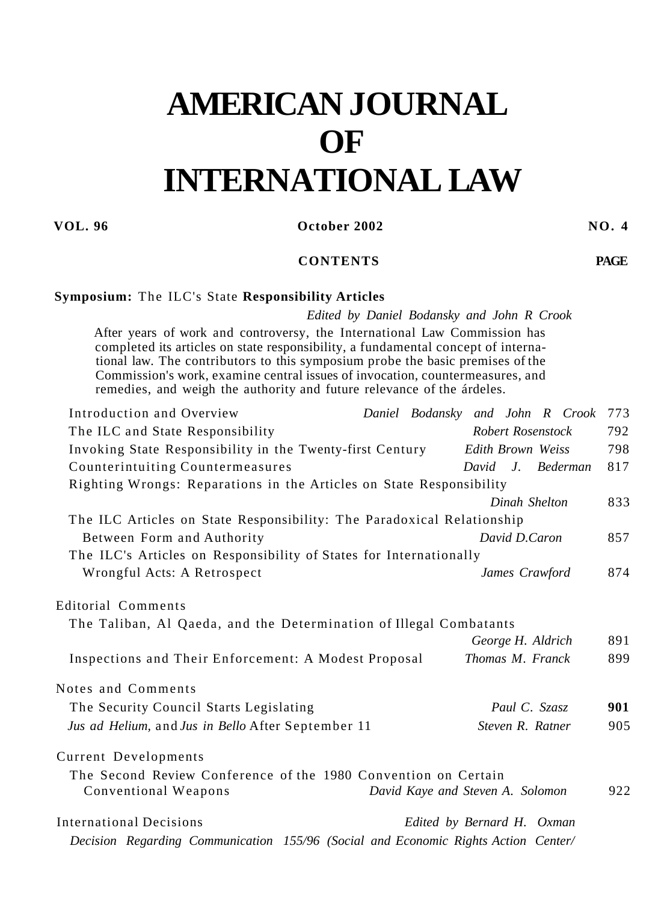# AMERICAN JOURNAL OF INTERNATIONAL LAW

**VOL. 96** **October 2002** **NO. 4**

**CONTENTS** **PAGE**

**Symposium:** The ILC's State **Responsibility Articles**

*Edited by Daniel Bodansky and John R Crook*

After years of work and controversy, the International Law Commission has completed its articles on state responsibility, a fundamental concept of international law. The contributors to this symposium probe the basic premises of the Commission's work, examine central issues of invocation, countermeasures, and remedies, and weigh the authority and future relevance of the árdeles.

| | | |
|---|---|---|
| Introduction and Overview | *Daniel Bodansky and John R Crook* | 773 |
| The ILC and State Responsibility | *Robert Rosenstock* | 792 |
| Invoking State Responsibility in the Twenty-first Century | *Edith Brown Weiss* | 798 |
| Counterintuiting Countermeasures | *David J. Bederman* | 817 |
| Righting Wrongs: Reparations in the Articles on State Responsibility | *Dinah Shelton* | 833 |
| The ILC Articles on State Responsibility: The Paradoxical Relationship Between Form and Authority | *David D.Caron* | 857 |
| The ILC's Articles on Responsibility of States for Internationally Wrongful Acts: A Retrospect | *James Crawford* | 874 |

Editorial Comments

| | | |
|---|---|---|
| The Taliban, Al Qaeda, and the Determination of Illegal Combatants | *George H. Aldrich* | 891 |
| Inspections and Their Enforcement: A Modest Proposal | *Thomas M. Franck* | 899 |

Notes and Comments

| | | |
|---|---|---|
| The Security Council Starts Legislating | *Paul C. Szasz* | **901** |
| *Jus ad Helium,* and *Jus in Bello* After September 11 | *Steven R. Ratner* | 905 |

Current Developments

| | | |
|---|---|---|
| The Second Review Conference of the 1980 Convention on Certain Conventional Weapons | *David Kaye and Steven A. Solomon* | 922 |

International Decisions *Edited by Bernard H. Oxman*

*Decision Regarding Communication 155/96 (Social and Economic Rights Action Center/*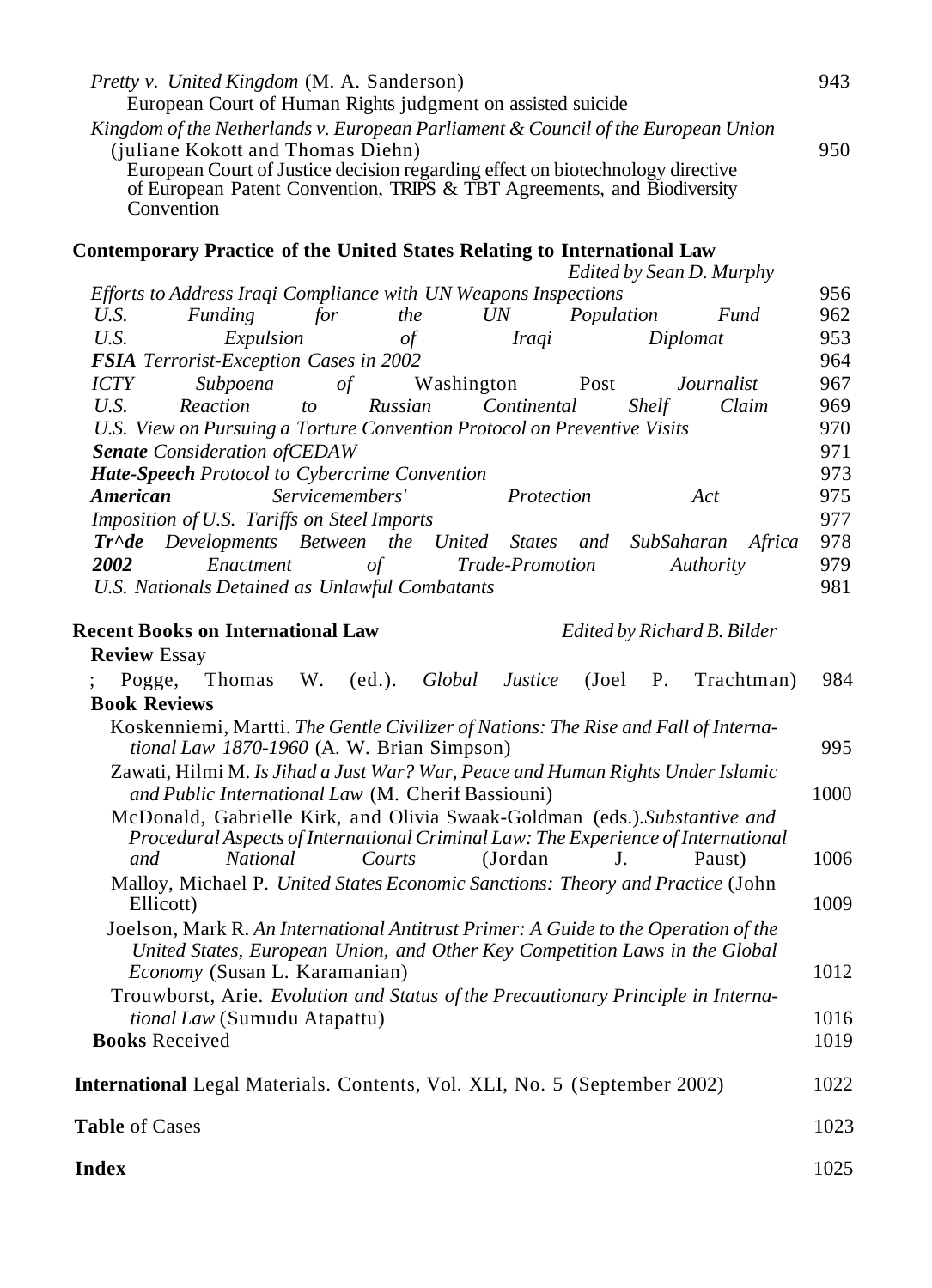*Pretty v. United Kingdom* (M. A. Sanderson) 943
European Court of Human Rights judgment on assisted suicide

*Kingdom of the Netherlands v. European Parliament & Council of the European Union* (juliane Kokott and Thomas Diehn) 950
European Court of Justice decision regarding effect on biotechnology directive of European Patent Convention, TRIPS & TBT Agreements, and Biodiversity Convention

## Contemporary Practice of the United States Relating to International Law

*Edited by Sean D. Murphy*

*Efforts to Address Iraqi Compliance with UN Weapons Inspections* 956
*U.S. Funding for the UN Population Fund* 962
*U.S. Expulsion of Iraqi Diplomat* 953
***FSIA** Terrorist-Exception Cases in 2002* 964
*ICTY Subpoena of* Washington Post *Journalist* 967
*U.S. Reaction to Russian Continental Shelf Claim* 969
*U.S. View on Pursuing a Torture Convention Protocol on Preventive Visits* 970
***Senate** Consideration ofCEDAW* 971
***Hate-Speech** Protocol to Cybercrime Convention* 973
***American** Servicemembers' Protection Act* 975
*Imposition of U.S. Tariffs on Steel Imports* 977
***Tr^de** Developments Between the United States and SubSaharan Africa* 978
***2002** Enactment of Trade-Promotion Authority* 979
*U.S. Nationals Detained as Unlawful Combatants* 981

## Recent Books on International Law

*Edited by Richard B. Bilder*

**Review** Essay

; Pogge, Thomas W. (ed.). *Global Justice* (Joel P. Trachtman) 984

**Book Reviews**

Koskenniemi, Martti. *The Gentle Civilizer of Nations: The Rise and Fall of International Law 1870-1960* (A. W. Brian Simpson) 995

Zawati, Hilmi M. *Is Jihad a Just War? War, Peace and Human Rights Under Islamic and Public International Law* (M. Cherif Bassiouni) 1000

McDonald, Gabrielle Kirk, and Olivia Swaak-Goldman (eds.).*Substantive and Procedural Aspects of International Criminal Law: The Experience of International and National Courts* (Jordan J. Paust) 1006

Malloy, Michael P. *United States Economic Sanctions: Theory and Practice* (John Ellicott) 1009

Joelson, Mark R. *An International Antitrust Primer: A Guide to the Operation of the United States, European Union, and Other Key Competition Laws in the Global Economy* (Susan L. Karamanian) 1012

Trouwborst, Arie. *Evolution and Status of the Precautionary Principle in International Law* (Sumudu Atapattu) 1016

**Books** Received 1019

**International** Legal Materials. Contents, Vol. XLI, No. 5 (September 2002) 1022

**Table** of Cases 1023

**Index** 1025